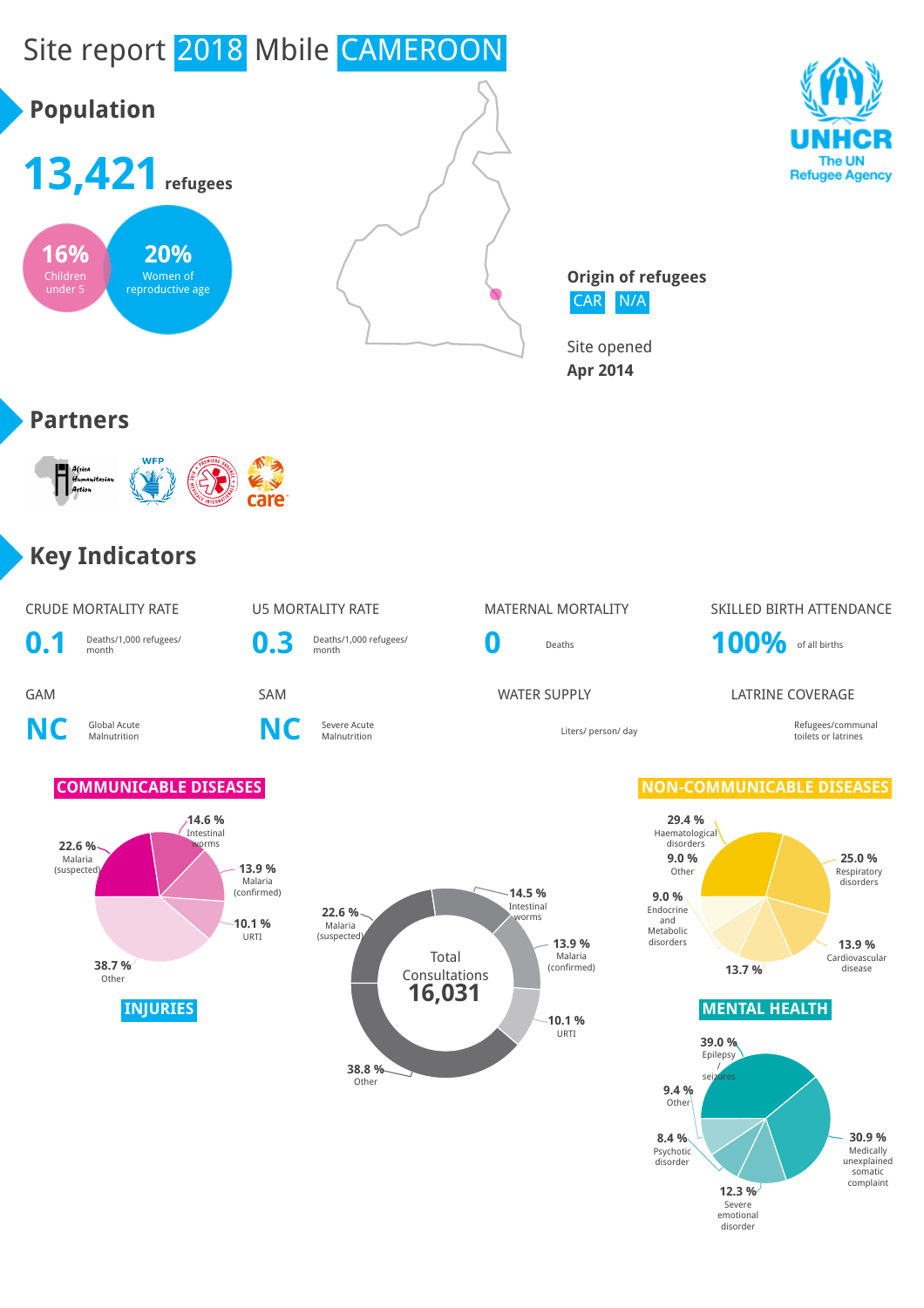# Site report 2018 Mbile CAMEROON

## Population

**13,421** refugees

**16%** Children under 5

**20%** Women of reproductive age

**Origin of refugees**
CAR N/A

Site opened
**Apr 2014**

## Partners

## Key Indicators

| CRUDE MORTALITY RATE | U5 MORTALITY RATE | MATERNAL MORTALITY | SKILLED BIRTH ATTENDANCE |
|---|---|---|---|
| **0.1** Deaths/1,000 refugees/ month | **0.3** Deaths/1,000 refugees/ month | **0** Deaths | **100%** of all births |

| GAM | SAM | WATER SUPPLY | LATRINE COVERAGE |
|---|---|---|---|
| **NC** Global Acute Malnutrition | **NC** Severe Acute Malnutrition | Liters/ person/ day | Refugees/communal toilets or latrines |

### COMMUNICABLE DISEASES

- 22.6 % Malaria (suspected)
- 14.6 % Intestinal worms
- 13.9 % Malaria (confirmed)
- 10.1 % URTI
- 38.7 % Other

### Total Consultations 16,031

- 22.6 % Malaria (suspected)
- 14.5 % Intestinal worms
- 13.9 % Malaria (confirmed)
- 10.1 % URTI
- 38.8 % Other

### INJURIES

### NON-COMMUNICABLE DISEASES

- 29.4 % Haematological disorders
- 25.0 % Respiratory disorders
- 13.9 % Cardiovascular disease
- 13.7 %
- 9.0 % Endocrine and Metabolic disorders
- 9.0 % Other

### MENTAL HEALTH

- 39.0 % Epilepsy / seizures
- 30.9 % Medically unexplained somatic complaint
- 12.3 % Severe emotional disorder
- 8.4 % Psychotic disorder
- 9.4 % Other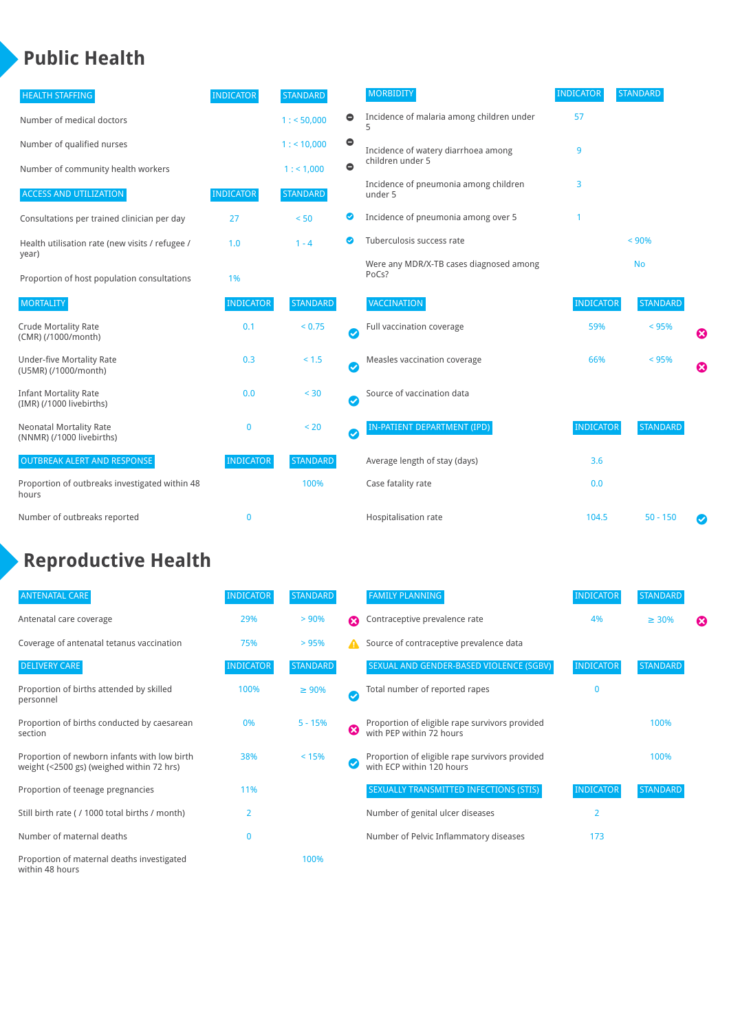# Public Health

| HEALTH STAFFING | INDICATOR | STANDARD | |
|---|---|---|---|
| Number of medical doctors | | 1 : < 50,000 | ⊖ |
| Number of qualified nurses | | 1 : < 10,000 | ⊖ |
| Number of community health workers | | 1 : < 1,000 | ⊖ |

| ACCESS AND UTILIZATION | INDICATOR | STANDARD | |
|---|---|---|---|
| Consultations per trained clinician per day | 27 | < 50 | ✔ |
| Health utilisation rate (new visits / refugee / year) | 1.0 | 1 - 4 | ✔ |
| Proportion of host population consultations | 1% | | |

| MORTALITY | INDICATOR | STANDARD | |
|---|---|---|---|
| Crude Mortality Rate (CMR) (/1000/month) | 0.1 | < 0.75 | ✔ |
| Under-five Mortality Rate (U5MR) (/1000/month) | 0.3 | < 1.5 | ✔ |
| Infant Mortality Rate (IMR) (/1000 livebirths) | 0.0 | < 30 | ✔ |
| Neonatal Mortality Rate (NNMR) (/1000 livebirths) | 0 | < 20 | ✔ |

| OUTBREAK ALERT AND RESPONSE | INDICATOR | STANDARD |
|---|---|---|
| Proportion of outbreaks investigated within 48 hours | | 100% |
| Number of outbreaks reported | 0 | |

| MORBIDITY | INDICATOR | STANDARD |
|---|---|---|
| Incidence of malaria among children under 5 | 57 | |
| Incidence of watery diarrhoea among children under 5 | 9 | |
| Incidence of pneumonia among children under 5 | 3 | |
| Incidence of pneumonia among over 5 | 1 | |
| Tuberculosis success rate | | < 90% |
| Were any MDR/X-TB cases diagnosed among PoCs? | | No |

| VACCINATION | INDICATOR | STANDARD | |
|---|---|---|---|
| Full vaccination coverage | 59% | < 95% | ✖ |
| Measles vaccination coverage | 66% | < 95% | ✖ |
| Source of vaccination data | | | |

| IN-PATIENT DEPARTMENT (IPD) | INDICATOR | STANDARD | |
|---|---|---|---|
| Average length of stay (days) | 3.6 | | |
| Case fatality rate | 0.0 | | |
| Hospitalisation rate | 104.5 | 50 - 150 | ✔ |

# Reproductive Health

| ANTENATAL CARE | INDICATOR | STANDARD | |
|---|---|---|---|
| Antenatal care coverage | 29% | > 90% | ✖ |
| Coverage of antenatal tetanus vaccination | 75% | > 95% | ⚠ |

| DELIVERY CARE | INDICATOR | STANDARD | |
|---|---|---|---|
| Proportion of births attended by skilled personnel | 100% | ≥ 90% | ✔ |
| Proportion of births conducted by caesarean section | 0% | 5 - 15% | ✖ |
| Proportion of newborn infants with low birth weight (<2500 gs) (weighed within 72 hrs) | 38% | < 15% | ✔ |
| Proportion of teenage pregnancies | 11% | | |
| Still birth rate ( / 1000 total births / month) | 2 | | |
| Number of maternal deaths | 0 | | |
| Proportion of maternal deaths investigated within 48 hours | | 100% | |

| FAMILY PLANNING | INDICATOR | STANDARD | |
|---|---|---|---|
| Contraceptive prevalence rate | 4% | ≥ 30% | ✖ |
| Source of contraceptive prevalence data | | | |

| SEXUAL AND GENDER-BASED VIOLENCE (SGBV) | INDICATOR | STANDARD |
|---|---|---|
| Total number of reported rapes | 0 | |
| Proportion of eligible rape survivors provided with PEP within 72 hours | | 100% |
| Proportion of eligible rape survivors provided with ECP within 120 hours | | 100% |

| SEXUALLY TRANSMITTED INFECTIONS (STIS) | INDICATOR | STANDARD |
|---|---|---|
| Number of genital ulcer diseases | 2 | |
| Number of Pelvic Inflammatory diseases | 173 | |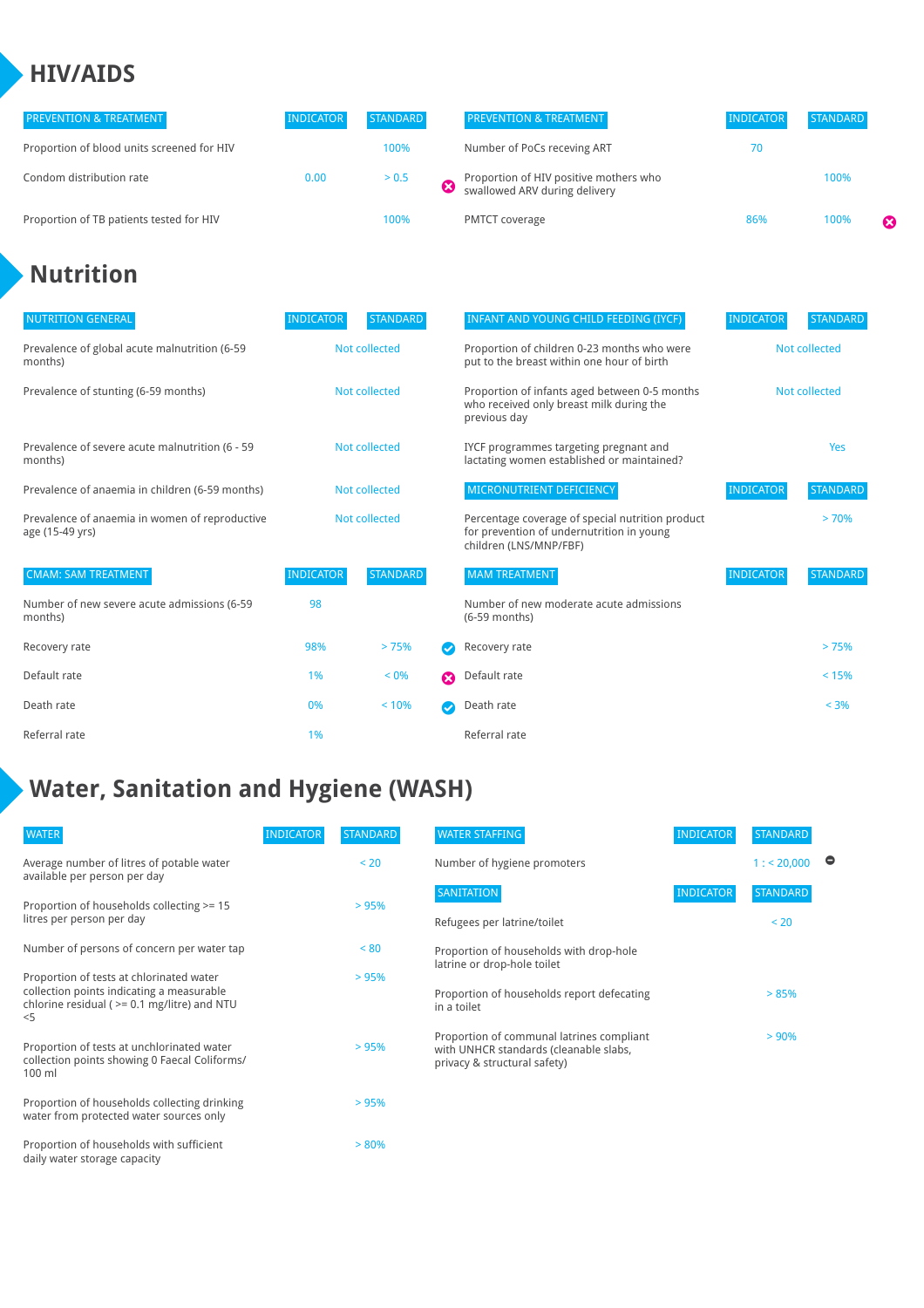# HIV/AIDS

| PREVENTION & TREATMENT | INDICATOR | STANDARD | |
|---|---|---|---|
| Proportion of blood units screened for HIV | | 100% | |
| Condom distribution rate | 0.00 | > 0.5 | ✖ |
| Proportion of TB patients tested for HIV | | 100% | |

| PREVENTION & TREATMENT | INDICATOR | STANDARD | |
|---|---|---|---|
| Number of PoCs receving ART | 70 | | |
| Proportion of HIV positive mothers who swallowed ARV during delivery | | 100% | |
| PMTCT coverage | 86% | 100% | ✖ |

# Nutrition

| NUTRITION GENERAL | INDICATOR | STANDARD |
|---|---|---|
| Prevalence of global acute malnutrition (6-59 months) | Not collected | |
| Prevalence of stunting (6-59 months) | Not collected | |
| Prevalence of severe acute malnutrition (6 - 59 months) | Not collected | |
| Prevalence of anaemia in children (6-59 months) | Not collected | |
| Prevalence of anaemia in women of reproductive age (15-49 yrs) | Not collected | |

| INFANT AND YOUNG CHILD FEEDING (IYCF) | INDICATOR | STANDARD |
|---|---|---|
| Proportion of children 0-23 months who were put to the breast within one hour of birth | Not collected | |
| Proportion of infants aged between 0-5 months who received only breast milk during the previous day | Not collected | |
| IYCF programmes targeting pregnant and lactating women established or maintained? | | Yes |

| MICRONUTRIENT DEFICIENCY | INDICATOR | STANDARD |
|---|---|---|
| Percentage coverage of special nutrition product for prevention of undernutrition in young children (LNS/MNP/FBF) | | > 70% |

| CMAM: SAM TREATMENT | INDICATOR | STANDARD | |
|---|---|---|---|
| Number of new severe acute admissions (6-59 months) | 98 | | |
| Recovery rate | 98% | > 75% | ✔ |
| Default rate | 1% | < 0% | ✖ |
| Death rate | 0% | < 10% | ✔ |
| Referral rate | 1% | | |

| MAM TREATMENT | INDICATOR | STANDARD |
|---|---|---|
| Number of new moderate acute admissions (6-59 months) | | |
| Recovery rate | | > 75% |
| Default rate | | < 15% |
| Death rate | | < 3% |
| Referral rate | | |

# Water, Sanitation and Hygiene (WASH)

| WATER | INDICATOR | STANDARD |
|---|---|---|
| Average number of litres of potable water available per person per day | | < 20 |
| Proportion of households collecting >= 15 litres per person per day | | > 95% |
| Number of persons of concern per water tap | | < 80 |
| Proportion of tests at chlorinated water collection points indicating a measurable chlorine residual ( >= 0.1 mg/litre) and NTU <5 | | > 95% |
| Proportion of tests at unchlorinated water collection points showing 0 Faecal Coliforms/ 100 ml | | > 95% |
| Proportion of households collecting drinking water from protected water sources only | | > 95% |
| Proportion of households with sufficient daily water storage capacity | | > 80% |

| WATER STAFFING | INDICATOR | STANDARD | |
|---|---|---|---|
| Number of hygiene promoters | | 1 : < 20,000 | ⊖ |

| SANITATION | INDICATOR | STANDARD |
|---|---|---|
| Refugees per latrine/toilet | | < 20 |
| Proportion of households with drop-hole latrine or drop-hole toilet | | |
| Proportion of households report defecating in a toilet | | > 85% |
| Proportion of communal latrines compliant with UNHCR standards (cleanable slabs, privacy & structural safety) | | > 90% |